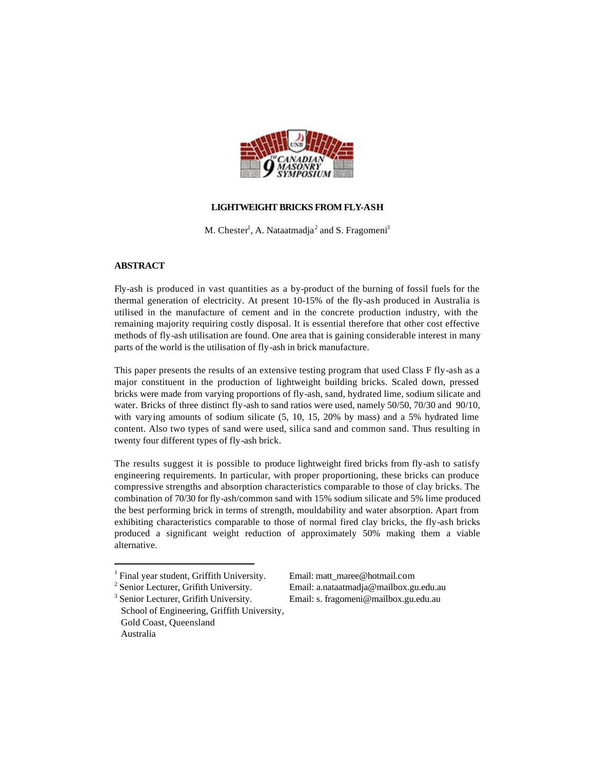# LIGHTWEIGHT BRICKS FROM FLY-ASH

M. Chester[1], A. Nataatmadja[2] and S. Fragomeni[3]

## ABSTRACT

Fly-ash is produced in vast quantities as a by-product of the burning of fossil fuels for the thermal generation of electricity. At present 10-15% of the fly-ash produced in Australia is utilised in the manufacture of cement and in the concrete production industry, with the remaining majority requiring costly disposal. It is essential therefore that other cost effective methods of fly-ash utilisation are found. One area that is gaining considerable interest in many parts of the world is the utilisation of fly-ash in brick manufacture.

This paper presents the results of an extensive testing program that used Class F fly-ash as a major constituent in the production of lightweight building bricks. Scaled down, pressed bricks were made from varying proportions of fly-ash, sand, hydrated lime, sodium silicate and water. Bricks of three distinct fly-ash to sand ratios were used, namely 50/50, 70/30 and 90/10, with varying amounts of sodium silicate (5, 10, 15, 20% by mass) and a 5% hydrated lime content. Also two types of sand were used, silica sand and common sand. Thus resulting in twenty four different types of fly-ash brick.

The results suggest it is possible to produce lightweight fired bricks from fly-ash to satisfy engineering requirements. In particular, with proper proportioning, these bricks can produce compressive strengths and absorption characteristics comparable to those of clay bricks. The combination of 70/30 for fly-ash/common sand with 15% sodium silicate and 5% lime produced the best performing brick in terms of strength, mouldability and water absorption. Apart from exhibiting characteristics comparable to those of normal fired clay bricks, the fly-ash bricks produced a significant weight reduction of approximately 50% making them a viable alternative.

---

[1] Final year student, Griffith University. Email: matt_maree@hotmail.com

[2] Senior Lecturer, Grifith University. Email: a.nataatmadja@mailbox.gu.edu.au

[3] Senior Lecturer, Grifith University. Email: s. fragomeni@mailbox.gu.edu.au

School of Engineering, Griffith University,
Gold Coast, Queensland
Australia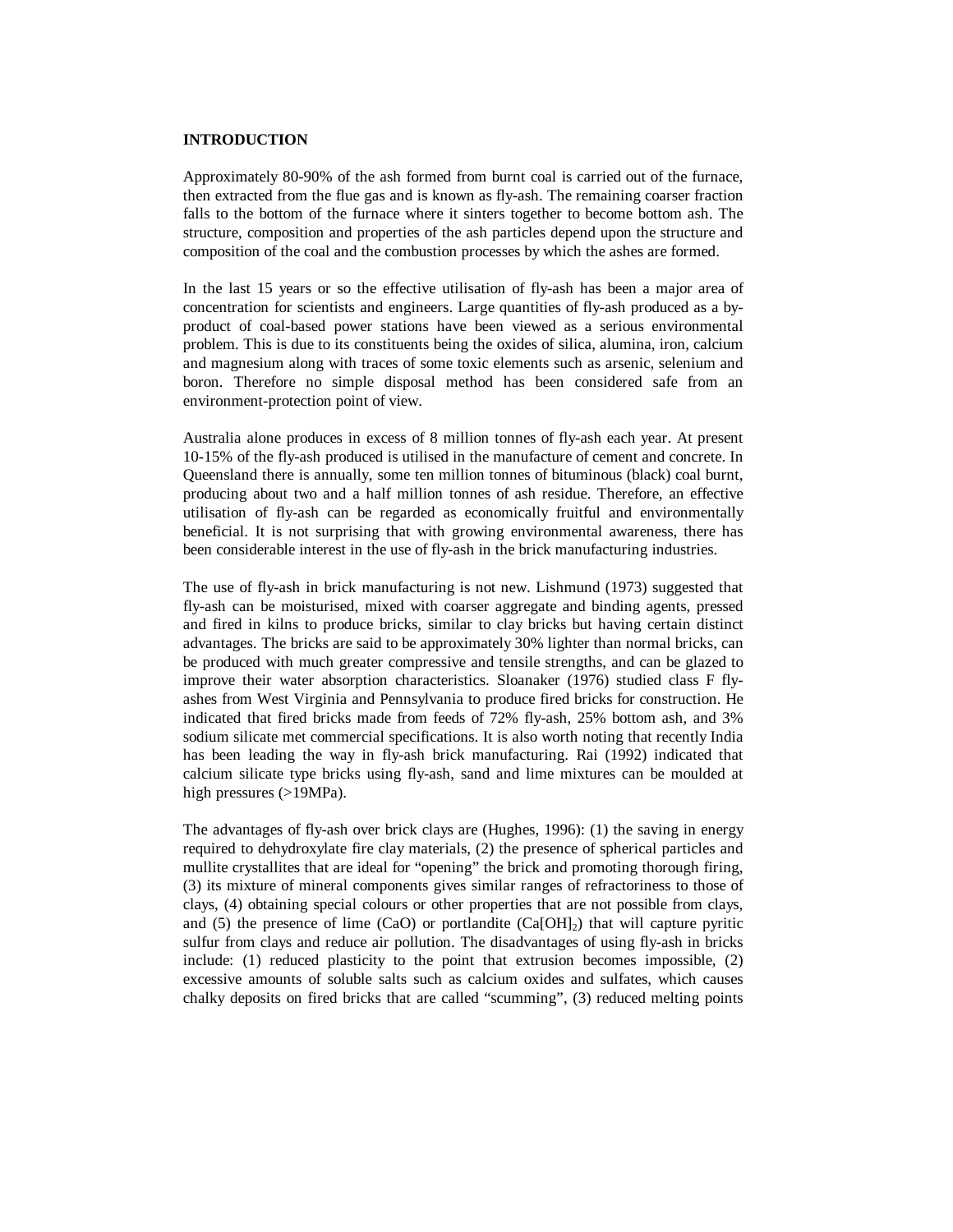## INTRODUCTION

Approximately 80-90% of the ash formed from burnt coal is carried out of the furnace, then extracted from the flue gas and is known as fly-ash. The remaining coarser fraction falls to the bottom of the furnace where it sinters together to become bottom ash. The structure, composition and properties of the ash particles depend upon the structure and composition of the coal and the combustion processes by which the ashes are formed.

In the last 15 years or so the effective utilisation of fly-ash has been a major area of concentration for scientists and engineers. Large quantities of fly-ash produced as a by-product of coal-based power stations have been viewed as a serious environmental problem. This is due to its constituents being the oxides of silica, alumina, iron, calcium and magnesium along with traces of some toxic elements such as arsenic, selenium and boron. Therefore no simple disposal method has been considered safe from an environment-protection point of view.

Australia alone produces in excess of 8 million tonnes of fly-ash each year. At present 10-15% of the fly-ash produced is utilised in the manufacture of cement and concrete. In Queensland there is annually, some ten million tonnes of bituminous (black) coal burnt, producing about two and a half million tonnes of ash residue. Therefore, an effective utilisation of fly-ash can be regarded as economically fruitful and environmentally beneficial. It is not surprising that with growing environmental awareness, there has been considerable interest in the use of fly-ash in the brick manufacturing industries.

The use of fly-ash in brick manufacturing is not new. Lishmund (1973) suggested that fly-ash can be moisturised, mixed with coarser aggregate and binding agents, pressed and fired in kilns to produce bricks, similar to clay bricks but having certain distinct advantages. The bricks are said to be approximately 30% lighter than normal bricks, can be produced with much greater compressive and tensile strengths, and can be glazed to improve their water absorption characteristics. Sloanaker (1976) studied class F fly-ashes from West Virginia and Pennsylvania to produce fired bricks for construction. He indicated that fired bricks made from feeds of 72% fly-ash, 25% bottom ash, and 3% sodium silicate met commercial specifications. It is also worth noting that recently India has been leading the way in fly-ash brick manufacturing. Rai (1992) indicated that calcium silicate type bricks using fly-ash, sand and lime mixtures can be moulded at high pressures (>19MPa).

The advantages of fly-ash over brick clays are (Hughes, 1996): (1) the saving in energy required to dehydroxylate fire clay materials, (2) the presence of spherical particles and mullite crystallites that are ideal for "opening" the brick and promoting thorough firing, (3) its mixture of mineral components gives similar ranges of refractoriness to those of clays, (4) obtaining special colours or other properties that are not possible from clays, and (5) the presence of lime (CaO) or portlandite ($Ca[OH]_2$) that will capture pyritic sulfur from clays and reduce air pollution. The disadvantages of using fly-ash in bricks include: (1) reduced plasticity to the point that extrusion becomes impossible, (2) excessive amounts of soluble salts such as calcium oxides and sulfates, which causes chalky deposits on fired bricks that are called "scumming", (3) reduced melting points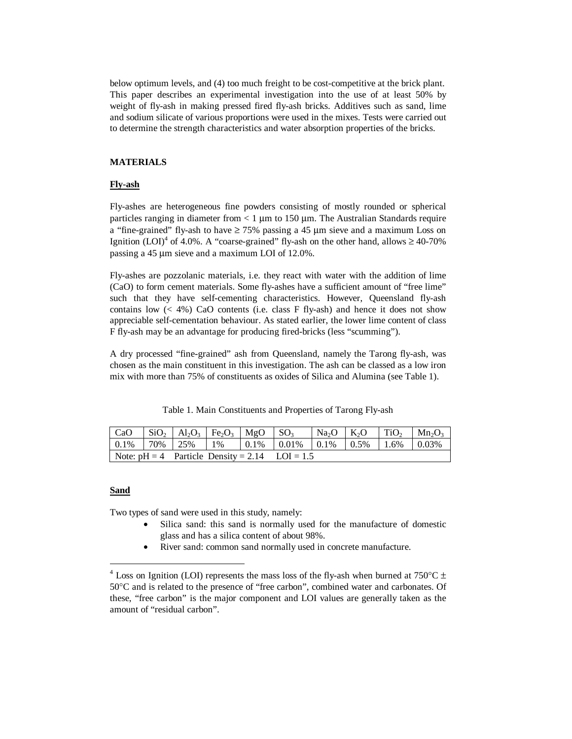below optimum levels, and (4) too much freight to be cost-competitive at the brick plant. This paper describes an experimental investigation into the use of at least 50% by weight of fly-ash in making pressed fired fly-ash bricks. Additives such as sand, lime and sodium silicate of various proportions were used in the mixes. Tests were carried out to determine the strength characteristics and water absorption properties of the bricks.

## MATERIALS

### Fly-ash

Fly-ashes are heterogeneous fine powders consisting of mostly rounded or spherical particles ranging in diameter from < 1 μm to 150 μm. The Australian Standards require a "fine-grained" fly-ash to have ≥ 75% passing a 45 μm sieve and a maximum Loss on Ignition (LOI)[4] of 4.0%. A "coarse-grained" fly-ash on the other hand, allows ≥ 40-70% passing a 45 μm sieve and a maximum LOI of 12.0%.

Fly-ashes are pozzolanic materials, i.e. they react with water with the addition of lime (CaO) to form cement materials. Some fly-ashes have a sufficient amount of "free lime" such that they have self-cementing characteristics. However, Queensland fly-ash contains low (< 4%) CaO contents (i.e. class F fly-ash) and hence it does not show appreciable self-cementation behaviour. As stated earlier, the lower lime content of class F fly-ash may be an advantage for producing fired-bricks (less "scumming").

A dry processed "fine-grained" ash from Queensland, namely the Tarong fly-ash, was chosen as the main constituent in this investigation. The ash can be classed as a low iron mix with more than 75% of constituents as oxides of Silica and Alumina (see Table 1).

Table 1. Main Constituents and Properties of Tarong Fly-ash

| CaO | $SiO_2$ | $Al_2O_3$ | $Fe_2O_3$ | MgO | $SO_3$ | $Na_2O$ | $K_2O$ | $TiO_2$ | $Mn_2O_3$ |
|---|---|---|---|---|---|---|---|---|---|
| 0.1% | 70% | 25% | 1% | 0.1% | 0.01% | 0.1% | 0.5% | 1.6% | 0.03% |
| Note: pH = 4 Particle Density = 2.14 LOI = 1.5 | | | | | | | | | |

### Sand

Two types of sand were used in this study, namely:

- Silica sand: this sand is normally used for the manufacture of domestic glass and has a silica content of about 98%.
- River sand: common sand normally used in concrete manufacture.

---

[4] Loss on Ignition (LOI) represents the mass loss of the fly-ash when burned at 750°C ± 50°C and is related to the presence of "free carbon", combined water and carbonates. Of these, "free carbon" is the major component and LOI values are generally taken as the amount of "residual carbon".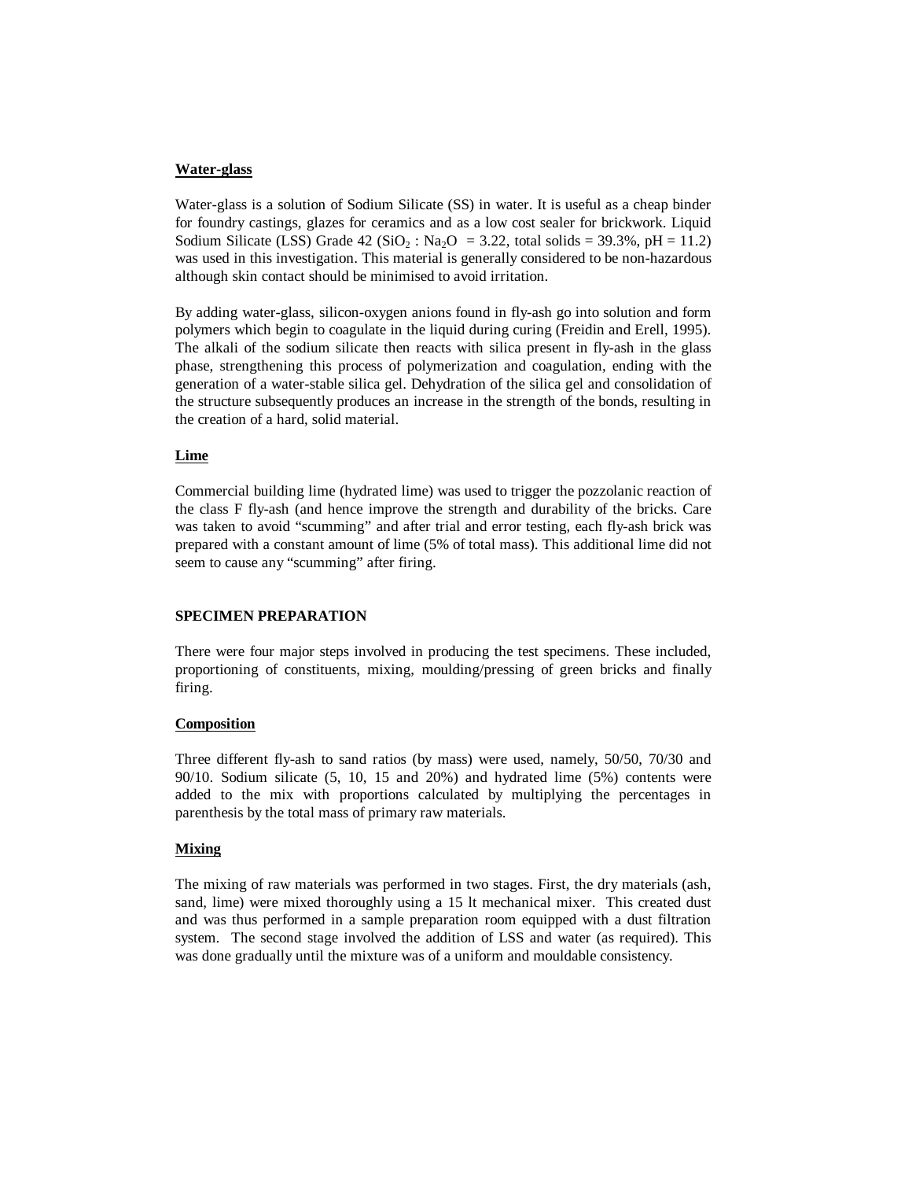**Water-glass**

Water-glass is a solution of Sodium Silicate (SS) in water. It is useful as a cheap binder for foundry castings, glazes for ceramics and as a low cost sealer for brickwork. Liquid Sodium Silicate (LSS) Grade 42 ($SiO_2$ : $Na_2O$ = 3.22, total solids = 39.3%, pH = 11.2) was used in this investigation. This material is generally considered to be non-hazardous although skin contact should be minimised to avoid irritation.

By adding water-glass, silicon-oxygen anions found in fly-ash go into solution and form polymers which begin to coagulate in the liquid during curing (Freidin and Erell, 1995). The alkali of the sodium silicate then reacts with silica present in fly-ash in the glass phase, strengthening this process of polymerization and coagulation, ending with the generation of a water-stable silica gel. Dehydration of the silica gel and consolidation of the structure subsequently produces an increase in the strength of the bonds, resulting in the creation of a hard, solid material.

**Lime**

Commercial building lime (hydrated lime) was used to trigger the pozzolanic reaction of the class F fly-ash (and hence improve the strength and durability of the bricks. Care was taken to avoid "scumming" and after trial and error testing, each fly-ash brick was prepared with a constant amount of lime (5% of total mass). This additional lime did not seem to cause any "scumming" after firing.

## SPECIMEN PREPARATION

There were four major steps involved in producing the test specimens. These included, proportioning of constituents, mixing, moulding/pressing of green bricks and finally firing.

**Composition**

Three different fly-ash to sand ratios (by mass) were used, namely, 50/50, 70/30 and 90/10. Sodium silicate (5, 10, 15 and 20%) and hydrated lime (5%) contents were added to the mix with proportions calculated by multiplying the percentages in parenthesis by the total mass of primary raw materials.

**Mixing**

The mixing of raw materials was performed in two stages. First, the dry materials (ash, sand, lime) were mixed thoroughly using a 15 lt mechanical mixer. This created dust and was thus performed in a sample preparation room equipped with a dust filtration system. The second stage involved the addition of LSS and water (as required). This was done gradually until the mixture was of a uniform and mouldable consistency.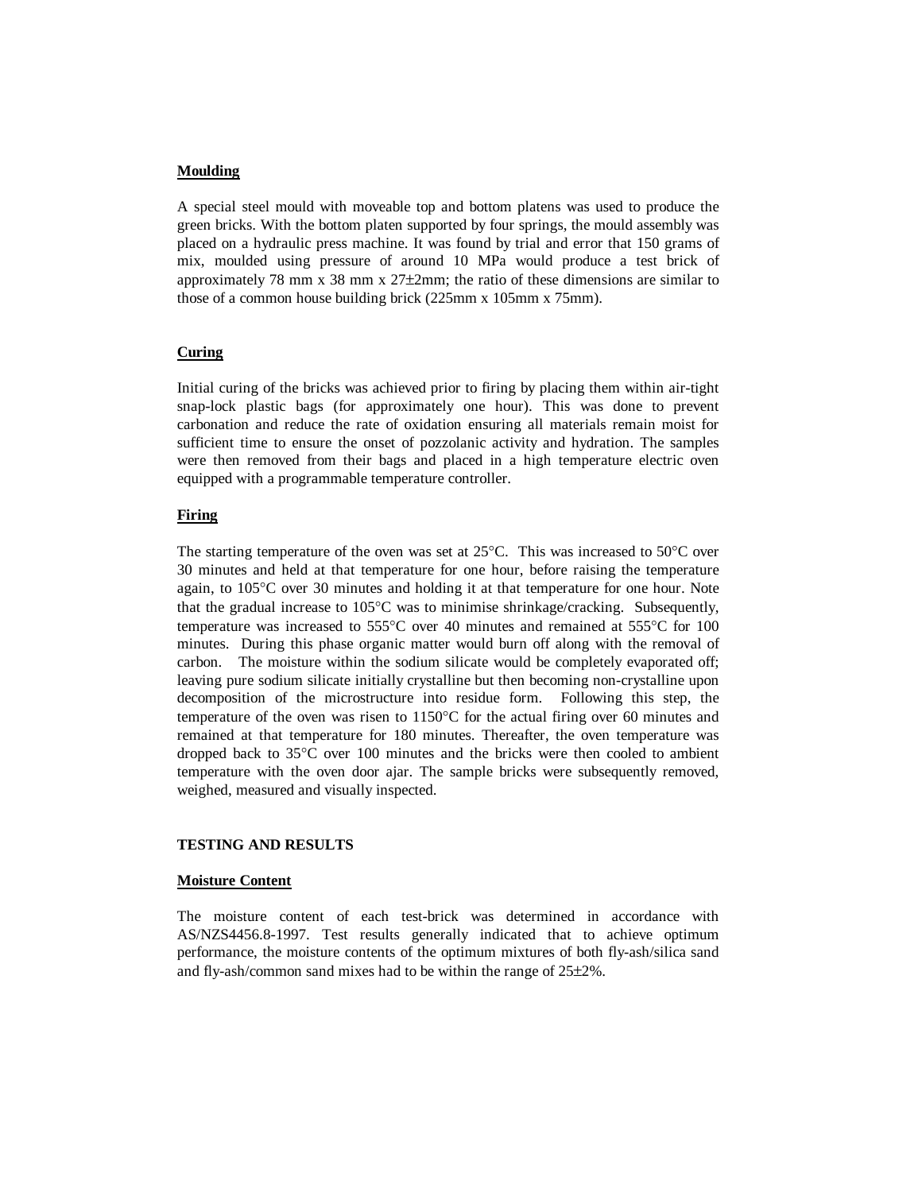### Moulding

A special steel mould with moveable top and bottom platens was used to produce the green bricks. With the bottom platen supported by four springs, the mould assembly was placed on a hydraulic press machine. It was found by trial and error that 150 grams of mix, moulded using pressure of around 10 MPa would produce a test brick of approximately 78 mm x 38 mm x 27±2mm; the ratio of these dimensions are similar to those of a common house building brick (225mm x 105mm x 75mm).

### Curing

Initial curing of the bricks was achieved prior to firing by placing them within air-tight snap-lock plastic bags (for approximately one hour). This was done to prevent carbonation and reduce the rate of oxidation ensuring all materials remain moist for sufficient time to ensure the onset of pozzolanic activity and hydration. The samples were then removed from their bags and placed in a high temperature electric oven equipped with a programmable temperature controller.

### Firing

The starting temperature of the oven was set at 25°C. This was increased to 50°C over 30 minutes and held at that temperature for one hour, before raising the temperature again, to 105°C over 30 minutes and holding it at that temperature for one hour. Note that the gradual increase to 105°C was to minimise shrinkage/cracking. Subsequently, temperature was increased to 555°C over 40 minutes and remained at 555°C for 100 minutes. During this phase organic matter would burn off along with the removal of carbon. The moisture within the sodium silicate would be completely evaporated off; leaving pure sodium silicate initially crystalline but then becoming non-crystalline upon decomposition of the microstructure into residue form. Following this step, the temperature of the oven was risen to 1150°C for the actual firing over 60 minutes and remained at that temperature for 180 minutes. Thereafter, the oven temperature was dropped back to 35°C over 100 minutes and the bricks were then cooled to ambient temperature with the oven door ajar. The sample bricks were subsequently removed, weighed, measured and visually inspected.

## TESTING AND RESULTS

### Moisture Content

The moisture content of each test-brick was determined in accordance with AS/NZS4456.8-1997. Test results generally indicated that to achieve optimum performance, the moisture contents of the optimum mixtures of both fly-ash/silica sand and fly-ash/common sand mixes had to be within the range of 25±2%.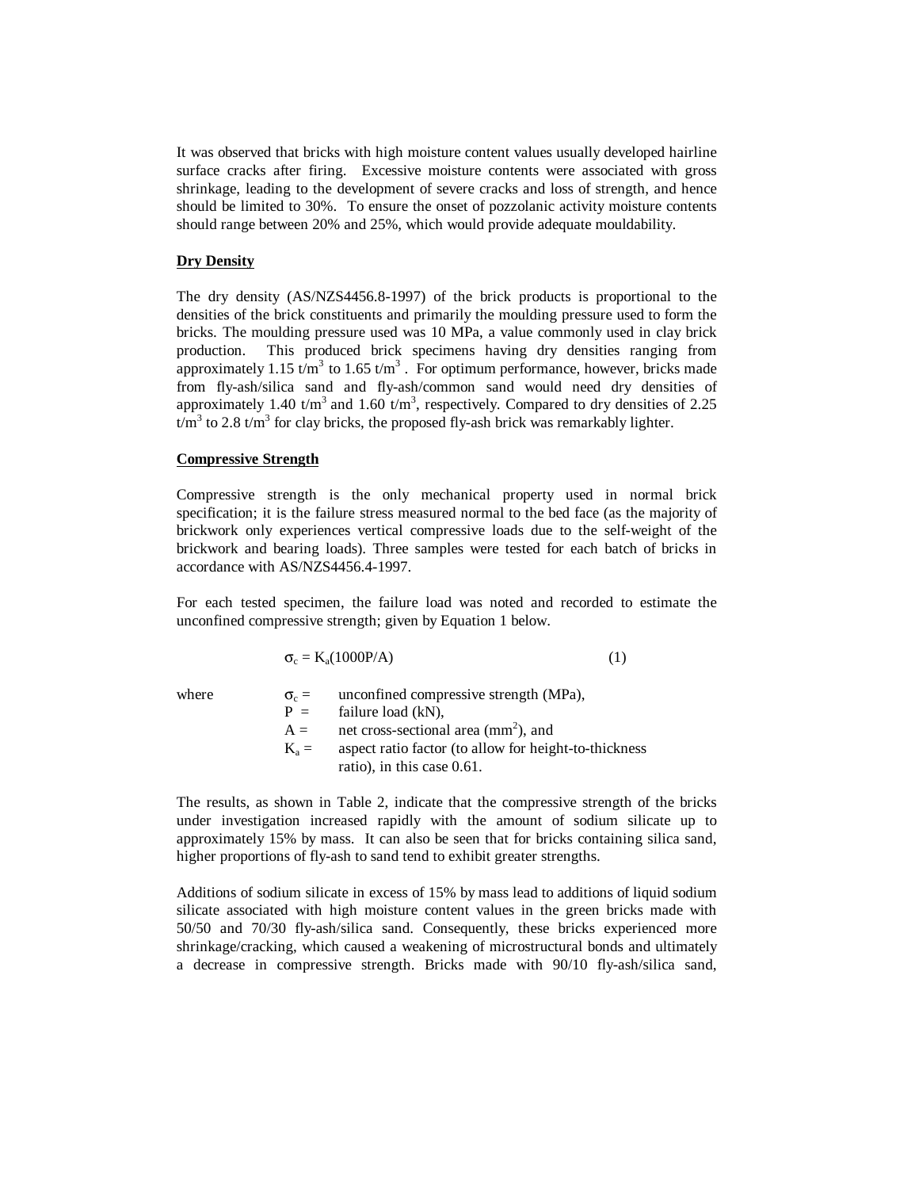It was observed that bricks with high moisture content values usually developed hairline surface cracks after firing. Excessive moisture contents were associated with gross shrinkage, leading to the development of severe cracks and loss of strength, and hence should be limited to 30%. To ensure the onset of pozzolanic activity moisture contents should range between 20% and 25%, which would provide adequate mouldability.

**Dry Density**

The dry density (AS/NZS4456.8-1997) of the brick products is proportional to the densities of the brick constituents and primarily the moulding pressure used to form the bricks. The moulding pressure used was 10 MPa, a value commonly used in clay brick production. This produced brick specimens having dry densities ranging from approximately 1.15 $t/m^3$ to 1.65 $t/m^3$ . For optimum performance, however, bricks made from fly-ash/silica sand and fly-ash/common sand would need dry densities of approximately 1.40 $t/m^3$ and 1.60 $t/m^3$, respectively. Compared to dry densities of 2.25 $t/m^3$ to 2.8 $t/m^3$ for clay bricks, the proposed fly-ash brick was remarkably lighter.

**Compressive Strength**

Compressive strength is the only mechanical property used in normal brick specification; it is the failure stress measured normal to the bed face (as the majority of brickwork only experiences vertical compressive loads due to the self-weight of the brickwork and bearing loads). Three samples were tested for each batch of bricks in accordance with AS/NZS4456.4-1997.

For each tested specimen, the failure load was noted and recorded to estimate the unconfined compressive strength; given by Equation 1 below.

$$\sigma_c = K_a(1000P/A) \qquad (1)$$

where
- $\sigma_c$ = unconfined compressive strength (MPa),
- $P$ = failure load (kN),
- $A$ = net cross-sectional area ($mm^2$), and
- $K_a$ = aspect ratio factor (to allow for height-to-thickness ratio), in this case 0.61.

The results, as shown in Table 2, indicate that the compressive strength of the bricks under investigation increased rapidly with the amount of sodium silicate up to approximately 15% by mass. It can also be seen that for bricks containing silica sand, higher proportions of fly-ash to sand tend to exhibit greater strengths.

Additions of sodium silicate in excess of 15% by mass lead to additions of liquid sodium silicate associated with high moisture content values in the green bricks made with 50/50 and 70/30 fly-ash/silica sand. Consequently, these bricks experienced more shrinkage/cracking, which caused a weakening of microstructural bonds and ultimately a decrease in compressive strength. Bricks made with 90/10 fly-ash/silica sand,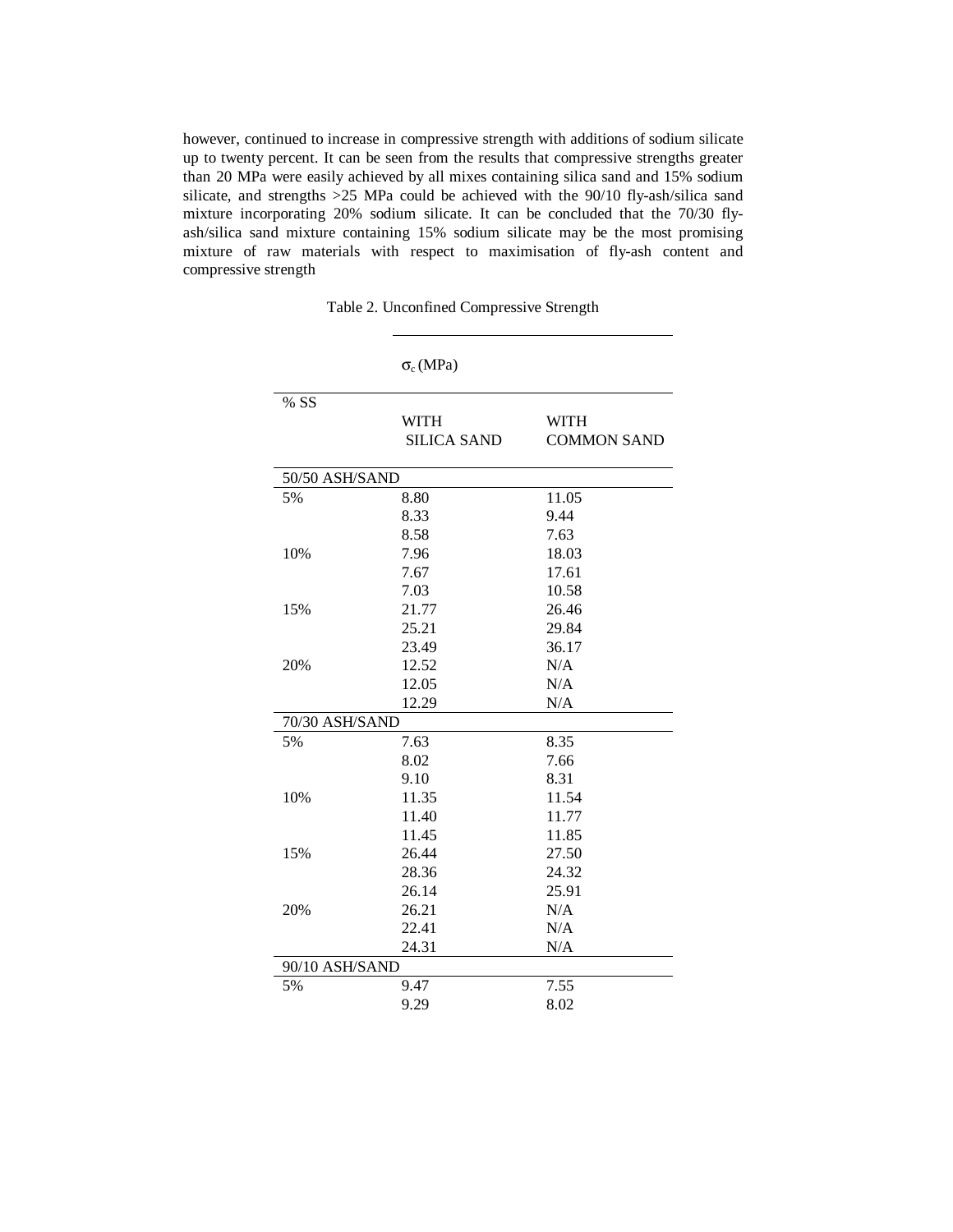however, continued to increase in compressive strength with additions of sodium silicate up to twenty percent. It can be seen from the results that compressive strengths greater than 20 MPa were easily achieved by all mixes containing silica sand and 15% sodium silicate, and strengths >25 MPa could be achieved with the 90/10 fly-ash/silica sand mixture incorporating 20% sodium silicate. It can be concluded that the 70/30 fly-ash/silica sand mixture containing 15% sodium silicate may be the most promising mixture of raw materials with respect to maximisation of fly-ash content and compressive strength

Table 2. Unconfined Compressive Strength

| | $\sigma_c$ (MPa) | |
|---|---|---|
| % SS | WITH SILICA SAND | WITH COMMON SAND |
| 50/50 ASH/SAND | | |
| 5% | 8.80 | 11.05 |
| | 8.33 | 9.44 |
| | 8.58 | 7.63 |
| 10% | 7.96 | 18.03 |
| | 7.67 | 17.61 |
| | 7.03 | 10.58 |
| 15% | 21.77 | 26.46 |
| | 25.21 | 29.84 |
| | 23.49 | 36.17 |
| 20% | 12.52 | N/A |
| | 12.05 | N/A |
| | 12.29 | N/A |
| 70/30 ASH/SAND | | |
| 5% | 7.63 | 8.35 |
| | 8.02 | 7.66 |
| | 9.10 | 8.31 |
| 10% | 11.35 | 11.54 |
| | 11.40 | 11.77 |
| | 11.45 | 11.85 |
| 15% | 26.44 | 27.50 |
| | 28.36 | 24.32 |
| | 26.14 | 25.91 |
| 20% | 26.21 | N/A |
| | 22.41 | N/A |
| | 24.31 | N/A |
| 90/10 ASH/SAND | | |
| 5% | 9.47 | 7.55 |
| | 9.29 | 8.02 |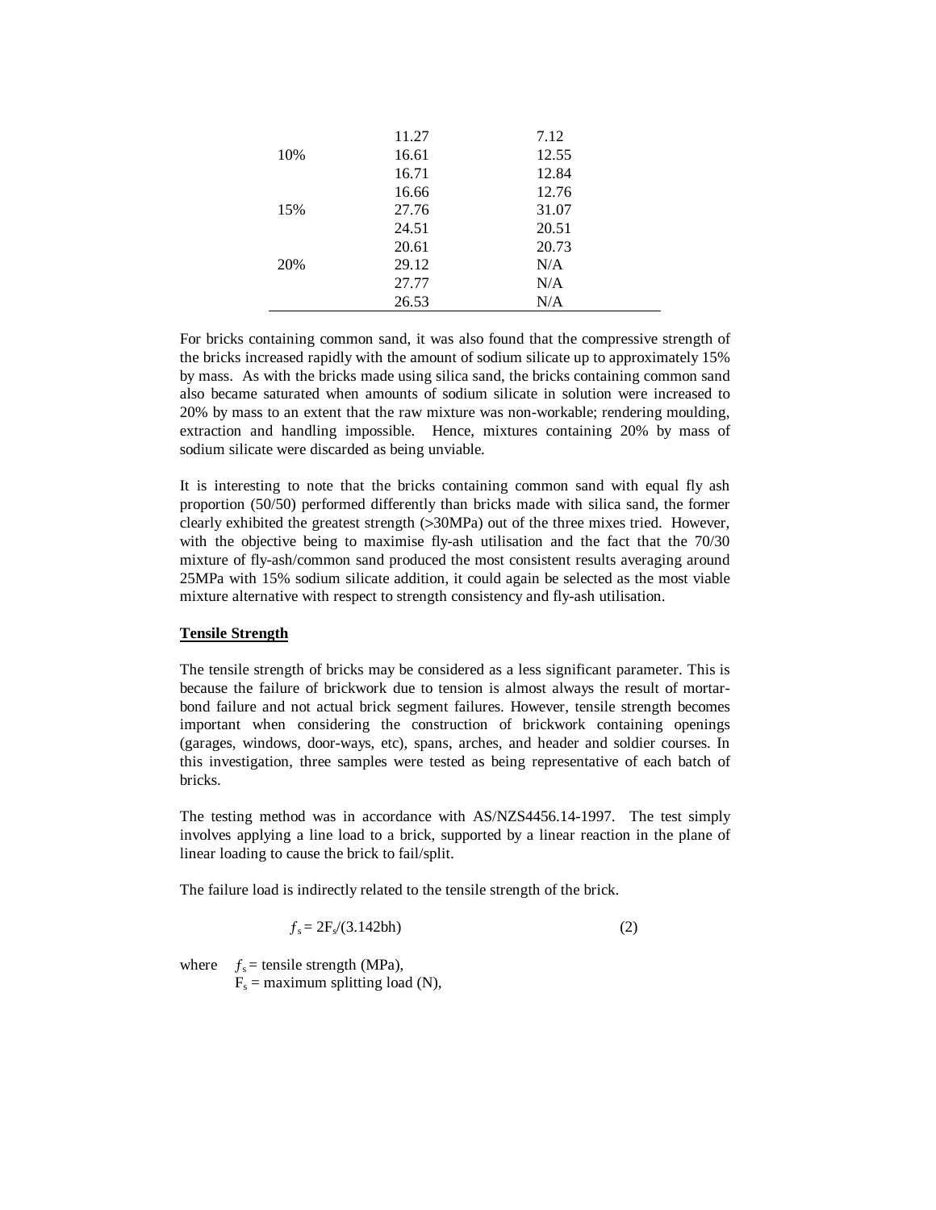|  |  |  |
| --- | --- | --- |
|  | 11.27 | 7.12 |
| 10% | 16.61 | 12.55 |
|  | 16.71 | 12.84 |
|  | 16.66 | 12.76 |
| 15% | 27.76 | 31.07 |
|  | 24.51 | 20.51 |
|  | 20.61 | 20.73 |
| 20% | 29.12 | N/A |
|  | 27.77 | N/A |
|  | 26.53 | N/A |

For bricks containing common sand, it was also found that the compressive strength of the bricks increased rapidly with the amount of sodium silicate up to approximately 15% by mass. As with the bricks made using silica sand, the bricks containing common sand also became saturated when amounts of sodium silicate in solution were increased to 20% by mass to an extent that the raw mixture was non-workable; rendering moulding, extraction and handling impossible. Hence, mixtures containing 20% by mass of sodium silicate were discarded as being unviable.

It is interesting to note that the bricks containing common sand with equal fly ash proportion (50/50) performed differently than bricks made with silica sand, the former clearly exhibited the greatest strength (>30MPa) out of the three mixes tried. However, with the objective being to maximise fly-ash utilisation and the fact that the 70/30 mixture of fly-ash/common sand produced the most consistent results averaging around 25MPa with 15% sodium silicate addition, it could again be selected as the most viable mixture alternative with respect to strength consistency and fly-ash utilisation.

**Tensile Strength**

The tensile strength of bricks may be considered as a less significant parameter. This is because the failure of brickwork due to tension is almost always the result of mortar-bond failure and not actual brick segment failures. However, tensile strength becomes important when considering the construction of brickwork containing openings (garages, windows, door-ways, etc), spans, arches, and header and soldier courses. In this investigation, three samples were tested as being representative of each batch of bricks.

The testing method was in accordance with AS/NZS4456.14-1997. The test simply involves applying a line load to a brick, supported by a linear reaction in the plane of linear loading to cause the brick to fail/split.

The failure load is indirectly related to the tensile strength of the brick.

$$f_s = 2F_s/(3.142bh) \qquad (2)$$

where $f_s$ = tensile strength (MPa),
$F_s$ = maximum splitting load (N),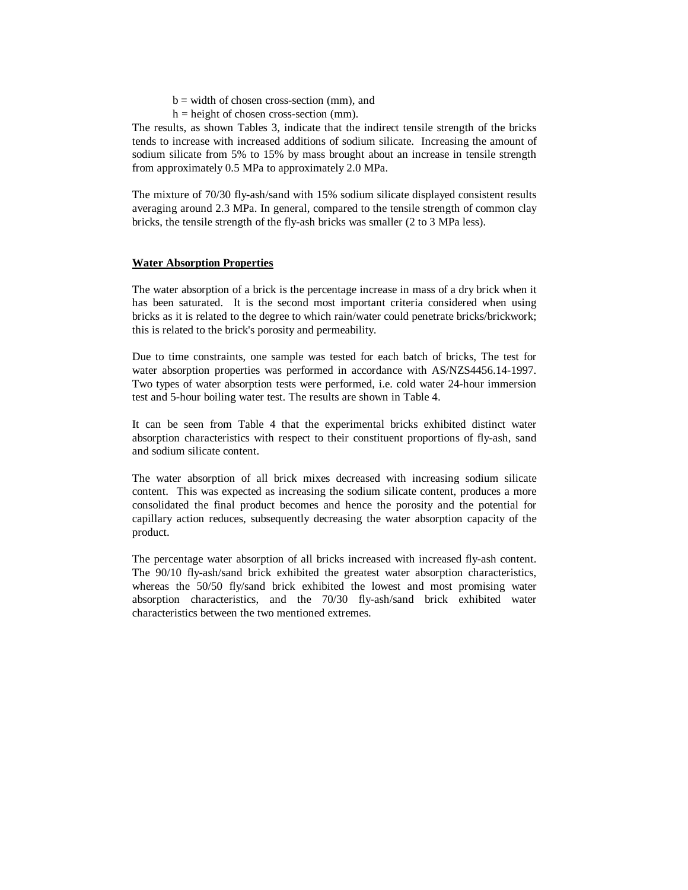b = width of chosen cross-section (mm), and

h = height of chosen cross-section (mm).

The results, as shown Tables 3, indicate that the indirect tensile strength of the bricks tends to increase with increased additions of sodium silicate. Increasing the amount of sodium silicate from 5% to 15% by mass brought about an increase in tensile strength from approximately 0.5 MPa to approximately 2.0 MPa.

The mixture of 70/30 fly-ash/sand with 15% sodium silicate displayed consistent results averaging around 2.3 MPa. In general, compared to the tensile strength of common clay bricks, the tensile strength of the fly-ash bricks was smaller (2 to 3 MPa less).

## Water Absorption Properties

The water absorption of a brick is the percentage increase in mass of a dry brick when it has been saturated. It is the second most important criteria considered when using bricks as it is related to the degree to which rain/water could penetrate bricks/brickwork; this is related to the brick's porosity and permeability.

Due to time constraints, one sample was tested for each batch of bricks, The test for water absorption properties was performed in accordance with AS/NZS4456.14-1997. Two types of water absorption tests were performed, i.e. cold water 24-hour immersion test and 5-hour boiling water test. The results are shown in Table 4.

It can be seen from Table 4 that the experimental bricks exhibited distinct water absorption characteristics with respect to their constituent proportions of fly-ash, sand and sodium silicate content.

The water absorption of all brick mixes decreased with increasing sodium silicate content. This was expected as increasing the sodium silicate content, produces a more consolidated the final product becomes and hence the porosity and the potential for capillary action reduces, subsequently decreasing the water absorption capacity of the product.

The percentage water absorption of all bricks increased with increased fly-ash content. The 90/10 fly-ash/sand brick exhibited the greatest water absorption characteristics, whereas the 50/50 fly/sand brick exhibited the lowest and most promising water absorption characteristics, and the 70/30 fly-ash/sand brick exhibited water characteristics between the two mentioned extremes.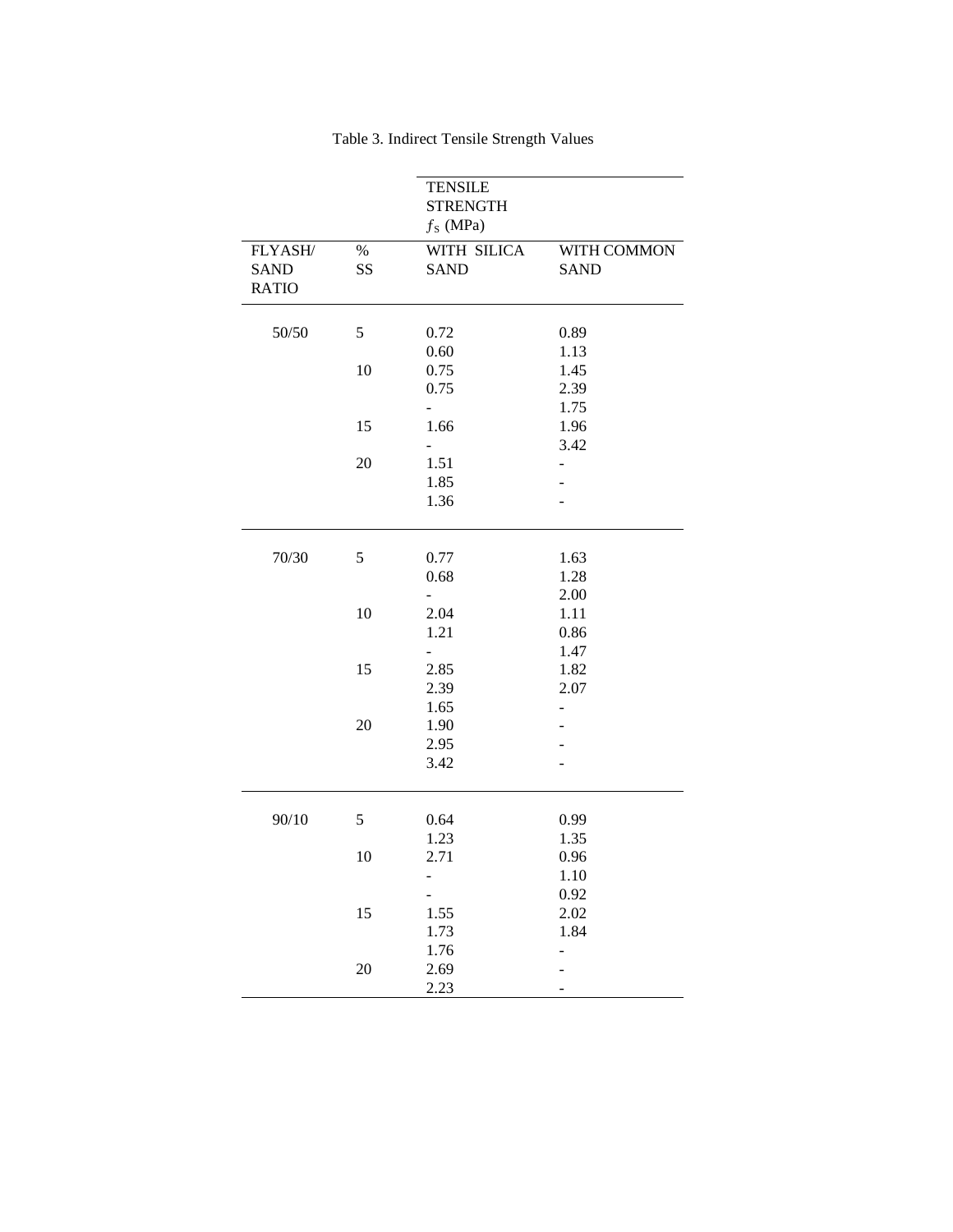Table 3. Indirect Tensile Strength Values

| FLYASH/ SAND RATIO | % SS | TENSILE STRENGTH $f_S$ (MPa) WITH SILICA SAND | WITH COMMON SAND |
|---|---|---|---|
| 50/50 | 5 | 0.72 | 0.89 |
| | | 0.60 | 1.13 |
| | 10 | 0.75 | 1.45 |
| | | 0.75 | 2.39 |
| | | - | 1.75 |
| | 15 | 1.66 | 1.96 |
| | | - | 3.42 |
| | 20 | 1.51 | - |
| | | 1.85 | - |
| | | 1.36 | - |
| 70/30 | 5 | 0.77 | 1.63 |
| | | 0.68 | 1.28 |
| | | - | 2.00 |
| | 10 | 2.04 | 1.11 |
| | | 1.21 | 0.86 |
| | | - | 1.47 |
| | 15 | 2.85 | 1.82 |
| | | 2.39 | 2.07 |
| | | 1.65 | - |
| | 20 | 1.90 | - |
| | | 2.95 | - |
| | | 3.42 | - |
| 90/10 | 5 | 0.64 | 0.99 |
| | | 1.23 | 1.35 |
| | 10 | 2.71 | 0.96 |
| | | - | 1.10 |
| | | - | 0.92 |
| | 15 | 1.55 | 2.02 |
| | | 1.73 | 1.84 |
| | | 1.76 | - |
| | 20 | 2.69 | - |
| | | 2.23 | - |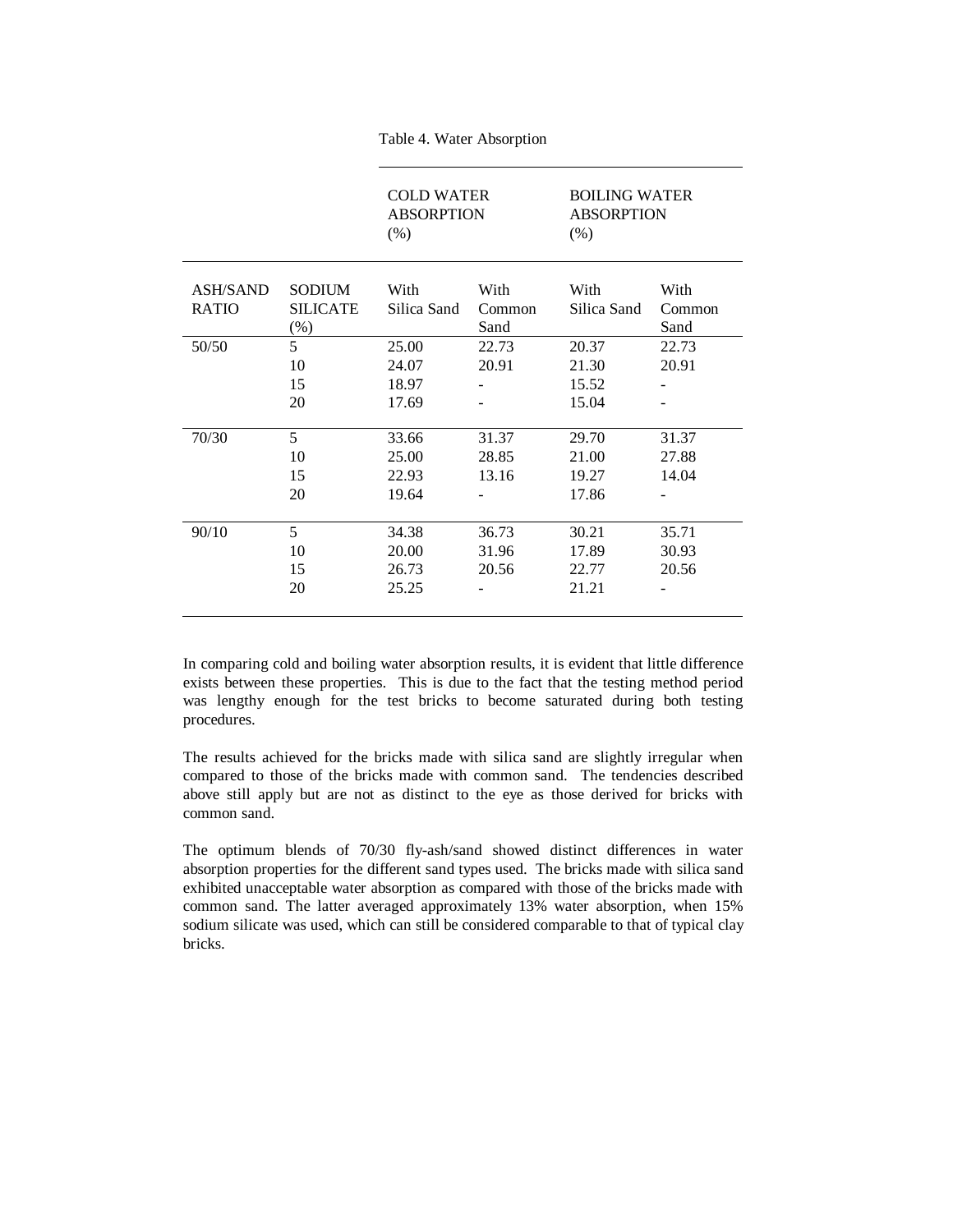Table 4. Water Absorption

| ASH/SAND RATIO | SODIUM SILICATE (%) | COLD WATER ABSORPTION (%) | | BOILING WATER ABSORPTION (%) | |
|---|---|---|---|---|---|
| | | With Silica Sand | With Common Sand | With Silica Sand | With Common Sand |
| 50/50 | 5 | 25.00 | 22.73 | 20.37 | 22.73 |
| | 10 | 24.07 | 20.91 | 21.30 | 20.91 |
| | 15 | 18.97 | - | 15.52 | - |
| | 20 | 17.69 | - | 15.04 | - |
| 70/30 | 5 | 33.66 | 31.37 | 29.70 | 31.37 |
| | 10 | 25.00 | 28.85 | 21.00 | 27.88 |
| | 15 | 22.93 | 13.16 | 19.27 | 14.04 |
| | 20 | 19.64 | - | 17.86 | - |
| 90/10 | 5 | 34.38 | 36.73 | 30.21 | 35.71 |
| | 10 | 20.00 | 31.96 | 17.89 | 30.93 |
| | 15 | 26.73 | 20.56 | 22.77 | 20.56 |
| | 20 | 25.25 | - | 21.21 | - |

In comparing cold and boiling water absorption results, it is evident that little difference exists between these properties. This is due to the fact that the testing method period was lengthy enough for the test bricks to become saturated during both testing procedures.

The results achieved for the bricks made with silica sand are slightly irregular when compared to those of the bricks made with common sand. The tendencies described above still apply but are not as distinct to the eye as those derived for bricks with common sand.

The optimum blends of 70/30 fly-ash/sand showed distinct differences in water absorption properties for the different sand types used. The bricks made with silica sand exhibited unacceptable water absorption as compared with those of the bricks made with common sand. The latter averaged approximately 13% water absorption, when 15% sodium silicate was used, which can still be considered comparable to that of typical clay bricks.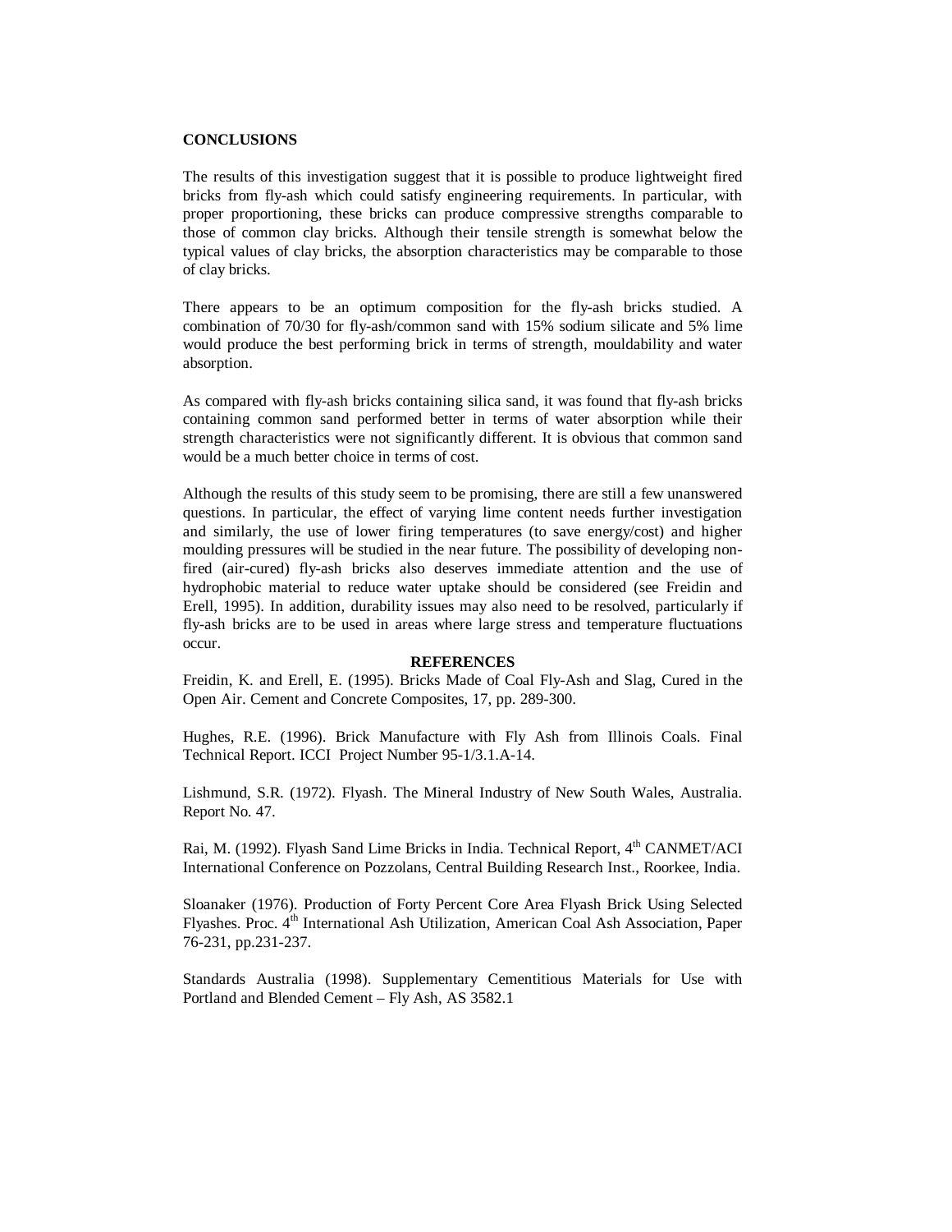## CONCLUSIONS

The results of this investigation suggest that it is possible to produce lightweight fired bricks from fly-ash which could satisfy engineering requirements. In particular, with proper proportioning, these bricks can produce compressive strengths comparable to those of common clay bricks. Although their tensile strength is somewhat below the typical values of clay bricks, the absorption characteristics may be comparable to those of clay bricks.

There appears to be an optimum composition for the fly-ash bricks studied. A combination of 70/30 for fly-ash/common sand with 15% sodium silicate and 5% lime would produce the best performing brick in terms of strength, mouldability and water absorption.

As compared with fly-ash bricks containing silica sand, it was found that fly-ash bricks containing common sand performed better in terms of water absorption while their strength characteristics were not significantly different. It is obvious that common sand would be a much better choice in terms of cost.

Although the results of this study seem to be promising, there are still a few unanswered questions. In particular, the effect of varying lime content needs further investigation and similarly, the use of lower firing temperatures (to save energy/cost) and higher moulding pressures will be studied in the near future. The possibility of developing non-fired (air-cured) fly-ash bricks also deserves immediate attention and the use of hydrophobic material to reduce water uptake should be considered (see Freidin and Erell, 1995). In addition, durability issues may also need to be resolved, particularly if fly-ash bricks are to be used in areas where large stress and temperature fluctuations occur.

## REFERENCES

Freidin, K. and Erell, E. (1995). Bricks Made of Coal Fly-Ash and Slag, Cured in the Open Air. Cement and Concrete Composites, 17, pp. 289-300.

Hughes, R.E. (1996). Brick Manufacture with Fly Ash from Illinois Coals. Final Technical Report. ICCI Project Number 95-1/3.1.A-14.

Lishmund, S.R. (1972). Flyash. The Mineral Industry of New South Wales, Australia. Report No. 47.

Rai, M. (1992). Flyash Sand Lime Bricks in India. Technical Report, 4th CANMET/ACI International Conference on Pozzolans, Central Building Research Inst., Roorkee, India.

Sloanaker (1976). Production of Forty Percent Core Area Flyash Brick Using Selected Flyashes. Proc. 4th International Ash Utilization, American Coal Ash Association, Paper 76-231, pp.231-237.

Standards Australia (1998). Supplementary Cementitious Materials for Use with Portland and Blended Cement – Fly Ash, AS 3582.1